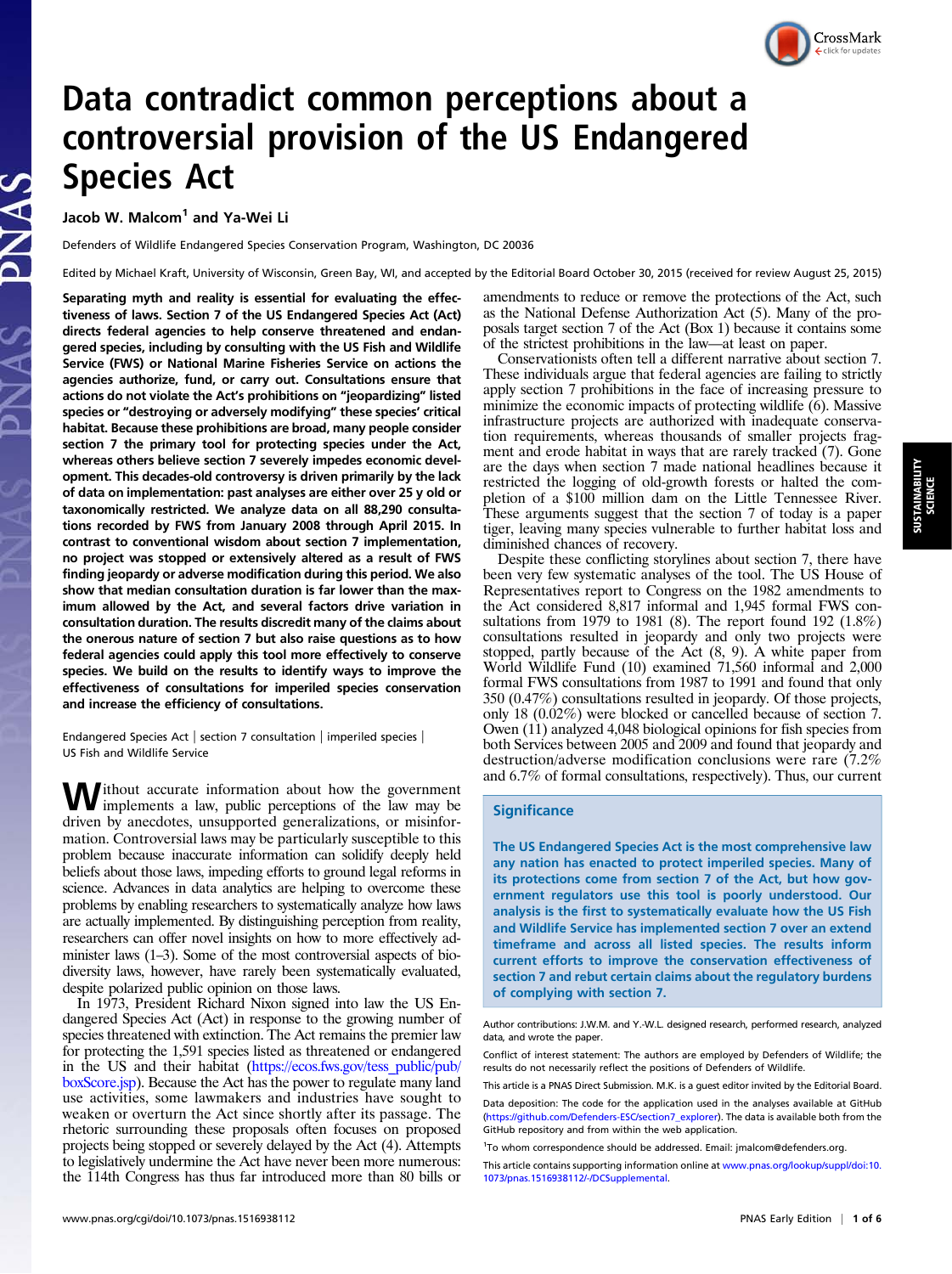# Data contradict common perceptions about a controversial provision of the US Endangered Species Act

Jacob W. Malcom[1] and Ya-Wei Li

Defenders of Wildlife Endangered Species Conservation Program, Washington, DC 20036

Edited by Michael Kraft, University of Wisconsin, Green Bay, WI, and accepted by the Editorial Board October 30, 2015 (received for review August 25, 2015)

**Separating myth and reality is essential for evaluating the effectiveness of laws. Section 7 of the US Endangered Species Act (Act) directs federal agencies to help conserve threatened and endangered species, including by consulting with the US Fish and Wildlife Service (FWS) or National Marine Fisheries Service on actions the agencies authorize, fund, or carry out. Consultations ensure that actions do not violate the Act's prohibitions on "jeopardizing" listed species or "destroying or adversely modifying" these species' critical habitat. Because these prohibitions are broad, many people consider section 7 the primary tool for protecting species under the Act, whereas others believe section 7 severely impedes economic development. This decades-old controversy is driven primarily by the lack of data on implementation: past analyses are either over 25 y old or taxonomically restricted. We analyze data on all 88,290 consultations recorded by FWS from January 2008 through April 2015. In contrast to conventional wisdom about section 7 implementation, no project was stopped or extensively altered as a result of FWS finding jeopardy or adverse modification during this period. We also show that median consultation duration is far lower than the maximum allowed by the Act, and several factors drive variation in consultation duration. The results discredit many of the claims about the onerous nature of section 7 but also raise questions as to how federal agencies could apply this tool more effectively to conserve species. We build on the results to identify ways to improve the effectiveness of consultations for imperiled species conservation and increase the efficiency of consultations.**

Endangered Species Act | section 7 consultation | imperiled species | US Fish and Wildlife Service

Without accurate information about how the government implements a law, public perceptions of the law may be driven by anecdotes, unsupported generalizations, or misinformation. Controversial laws may be particularly susceptible to this problem because inaccurate information can solidify deeply held beliefs about those laws, impeding efforts to ground legal reforms in science. Advances in data analytics are helping to overcome these problems by enabling researchers to systematically analyze how laws are actually implemented. By distinguishing perception from reality, researchers can offer novel insights on how to more effectively administer laws (1–3). Some of the most controversial aspects of biodiversity laws, however, have rarely been systematically evaluated, despite polarized public opinion on those laws.

In 1973, President Richard Nixon signed into law the US Endangered Species Act (Act) in response to the growing number of species threatened with extinction. The Act remains the premier law for protecting the 1,591 species listed as threatened or endangered in the US and their habitat (https://ecos.fws.gov/tess_public/pub/boxScore.jsp). Because the Act has the power to regulate many land use activities, some lawmakers and industries have sought to weaken or overturn the Act since shortly after its passage. The rhetoric surrounding these proposals often focuses on proposed projects being stopped or severely delayed by the Act (4). Attempts to legislatively undermine the Act have never been more numerous: the 114th Congress has thus far introduced more than 80 bills or amendments to reduce or remove the protections of the Act, such as the National Defense Authorization Act (5). Many of the proposals target section 7 of the Act (Box 1) because it contains some of the strictest prohibitions in the law—at least on paper.

Conservationists often tell a different narrative about section 7. These individuals argue that federal agencies are failing to strictly apply section 7 prohibitions in the face of increasing pressure to minimize the economic impacts of protecting wildlife (6). Massive infrastructure projects are authorized with inadequate conservation requirements, whereas thousands of smaller projects fragment and erode habitat in ways that are rarely tracked (7). Gone are the days when section 7 made national headlines because it restricted the logging of old-growth forests or halted the completion of a $100 million dam on the Little Tennessee River. These arguments suggest that the section 7 of today is a paper tiger, leaving many species vulnerable to further habitat loss and diminished chances of recovery.

Despite these conflicting storylines about section 7, there have been very few systematic analyses of the tool. The US House of Representatives report to Congress on the 1982 amendments to the Act considered 8,817 informal and 1,945 formal FWS consultations from 1979 to 1981 (8). The report found 192 (1.8%) consultations resulted in jeopardy and only two projects were stopped, partly because of the Act (8, 9). A white paper from World Wildlife Fund (10) examined 71,560 informal and 2,000 formal FWS consultations from 1987 to 1991 and found that only 350 (0.47%) consultations resulted in jeopardy. Of those projects, only 18 (0.02%) were blocked or cancelled because of section 7. Owen (11) analyzed 4,048 biological opinions for fish species from both Services between 2005 and 2009 and found that jeopardy and destruction/adverse modification conclusions were rare (7.2% and 6.7% of formal consultations, respectively). Thus, our current

## Significance

The US Endangered Species Act is the most comprehensive law any nation has enacted to protect imperiled species. Many of its protections come from section 7 of the Act, but how government regulators use this tool is poorly understood. Our analysis is the first to systematically evaluate how the US Fish and Wildlife Service has implemented section 7 over an extend timeframe and across all listed species. The results inform current efforts to improve the conservation effectiveness of section 7 and rebut certain claims about the regulatory burdens of complying with section 7.

Author contributions: J.W.M. and Y.-W.L. designed research, performed research, analyzed data, and wrote the paper.

Conflict of interest statement: The authors are employed by Defenders of Wildlife; the results do not necessarily reflect the positions of Defenders of Wildlife.

This article is a PNAS Direct Submission. M.K. is a guest editor invited by the Editorial Board.

Data deposition: The code for the application used in the analyses available at GitHub (https://github.com/Defenders-ESC/section7_explorer). The data is available both from the GitHub repository and from within the web application.

[1]To whom correspondence should be addressed. Email: jmalcom@defenders.org.

This article contains supporting information online at www.pnas.org/lookup/suppl/doi:10.1073/pnas.1516938112/-/DCSupplemental.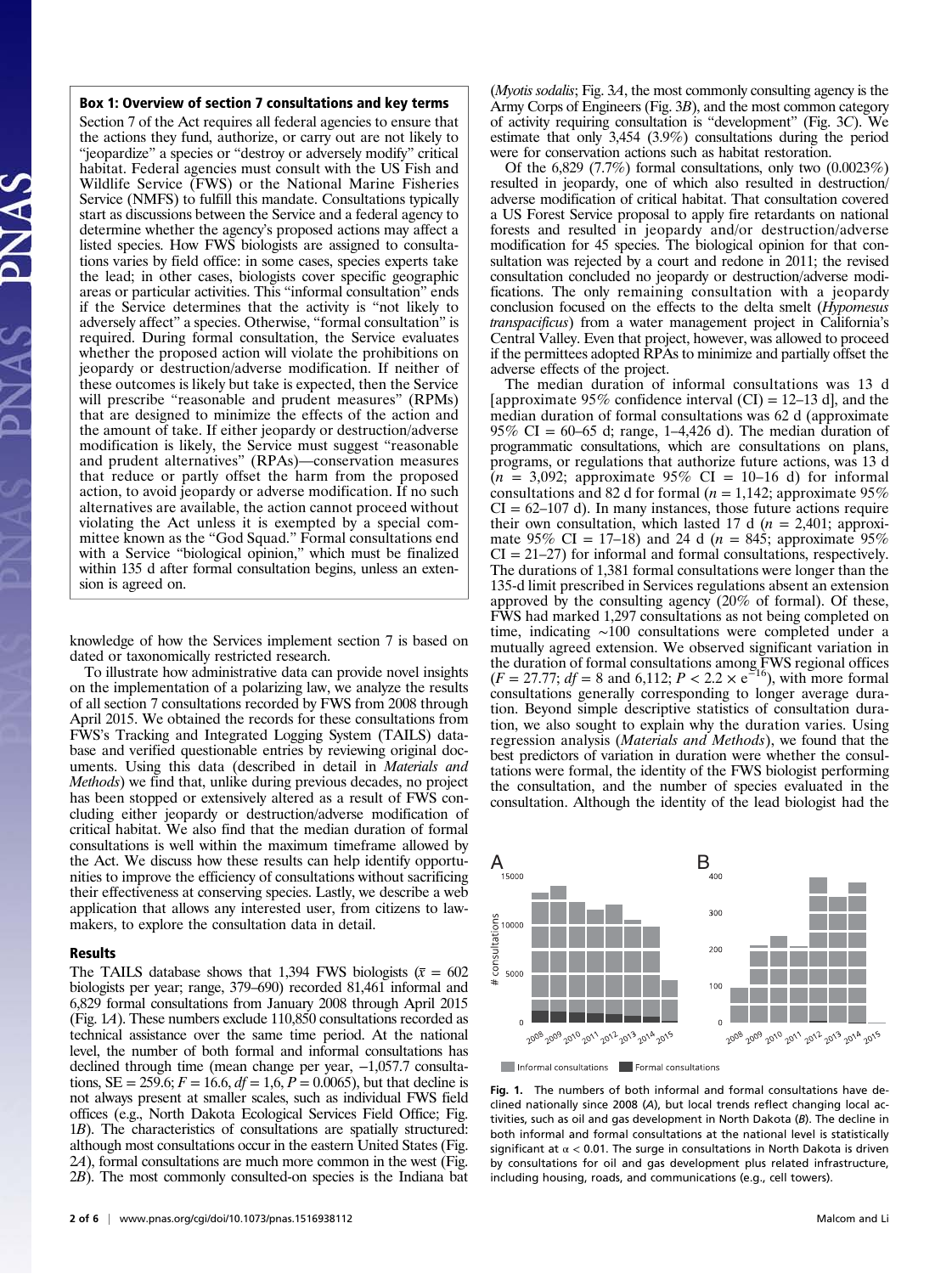### Box 1: Overview of section 7 consultations and key terms

Section 7 of the Act requires all federal agencies to ensure that the actions they fund, authorize, or carry out are not likely to "jeopardize" a species or "destroy or adversely modify" critical habitat. Federal agencies must consult with the US Fish and Wildlife Service (FWS) or the National Marine Fisheries Service (NMFS) to fulfill this mandate. Consultations typically start as discussions between the Service and a federal agency to determine whether the agency's proposed actions may affect a listed species. How FWS biologists are assigned to consultations varies by field office: in some cases, species experts take the lead; in other cases, biologists cover specific geographic areas or particular activities. This "informal consultation" ends if the Service determines that the activity is "not likely to adversely affect" a species. Otherwise, "formal consultation" is required. During formal consultation, the Service evaluates whether the proposed action will violate the prohibitions on jeopardy or destruction/adverse modification. If neither of these outcomes is likely but take is expected, then the Service will prescribe "reasonable and prudent measures" (RPMs) that are designed to minimize the effects of the action and the amount of take. If either jeopardy or destruction/adverse modification is likely, the Service must suggest "reasonable and prudent alternatives" (RPAs)—conservation measures that reduce or partly offset the harm from the proposed action, to avoid jeopardy or adverse modification. If no such alternatives are available, the action cannot proceed without violating the Act unless it is exempted by a special committee known as the "God Squad." Formal consultations end with a Service "biological opinion," which must be finalized within 135 d after formal consultation begins, unless an extension is agreed on.

knowledge of how the Services implement section 7 is based on dated or taxonomically restricted research.

To illustrate how administrative data can provide novel insights on the implementation of a polarizing law, we analyze the results of all section 7 consultations recorded by FWS from 2008 through April 2015. We obtained the records for these consultations from FWS's Tracking and Integrated Logging System (TAILS) database and verified questionable entries by reviewing original documents. Using this data (described in detail in *Materials and Methods*) we find that, unlike during previous decades, no project has been stopped or extensively altered as a result of FWS concluding either jeopardy or destruction/adverse modification of critical habitat. We also find that the median duration of formal consultations is well within the maximum timeframe allowed by the Act. We discuss how these results can help identify opportunities to improve the efficiency of consultations without sacrificing their effectiveness at conserving species. Lastly, we describe a web application that allows any interested user, from citizens to lawmakers, to explore the consultation data in detail.

## Results

The TAILS database shows that 1,394 FWS biologists ($\bar{x}$ = 602 biologists per year; range, 379–690) recorded 81,461 informal and 6,829 formal consultations from January 2008 through April 2015 (Fig. 1*A*). These numbers exclude 110,850 consultations recorded as technical assistance over the same time period. At the national level, the number of both formal and informal consultations has declined through time (mean change per year, −1,057.7 consultations, SE = 259.6; $F = 16.6$, $df = 1,6$, $P = 0.0065$), but that decline is not always present at smaller scales, such as individual FWS field offices (e.g., North Dakota Ecological Services Field Office; Fig. 1*B*). The characteristics of consultations are spatially structured: although most consultations occur in the eastern United States (Fig. 2*A*), formal consultations are much more common in the west (Fig. 2*B*). The most commonly consulted-on species is the Indiana bat (*Myotis sodalis*; Fig. 3*A*, the most commonly consulting agency is the Army Corps of Engineers (Fig. 3*B*), and the most common category of activity requiring consultation is "development" (Fig. 3*C*). We estimate that only 3,454 (3.9%) consultations during the period were for conservation actions such as habitat restoration.

Of the 6,829 (7.7%) formal consultations, only two (0.0023%) resulted in jeopardy, one of which also resulted in destruction/adverse modification of critical habitat. That consultation covered a US Forest Service proposal to apply fire retardants on national forests and resulted in jeopardy and/or destruction/adverse modification for 45 species. The biological opinion for that consultation was rejected by a court and redone in 2011; the revised consultation concluded no jeopardy or destruction/adverse modifications. The only remaining consultation with a jeopardy conclusion focused on the effects to the delta smelt (*Hypomesus transpacificus*) from a water management project in California's Central Valley. Even that project, however, was allowed to proceed if the permittees adopted RPAs to minimize and partially offset the adverse effects of the project.

The median duration of informal consultations was 13 d [approximate 95% confidence interval (CI) = 12–13 d], and the median duration of formal consultations was 62 d (approximate 95% CI = 60–65 d; range, 1–4,426 d). The median duration of programmatic consultations, which are consultations on plans, programs, or regulations that authorize future actions, was 13 d ($n$ = 3,092; approximate 95% CI = 10–16 d) for informal consultations and 82 d for formal ($n$ = 1,142; approximate 95% CI = 62–107 d). In many instances, those future actions require their own consultation, which lasted 17 d ($n$ = 2,401; approximate 95% CI = 17–18) and 24 d ($n$ = 845; approximate 95% CI = 21–27) for informal and formal consultations, respectively. The durations of 1,381 formal consultations were longer than the 135-d limit prescribed in Services regulations absent an extension approved by the consulting agency (20% of formal). Of these, FWS had marked 1,297 consultations as not being completed on time, indicating ∼100 consultations were completed under a mutually agreed extension. We observed significant variation in the duration of formal consultations among FWS regional offices ($F = 27.77$; $df = 8$ and $6,112$; $P < 2.2 \times e^{-16}$), with more formal consultations generally corresponding to longer average duration. Beyond simple descriptive statistics of consultation duration, we also sought to explain why the duration varies. Using regression analysis (*Materials and Methods*), we found that the best predictors of variation in duration were whether the consultations were formal, the identity of the FWS biologist performing the consultation, and the number of species evaluated in the consultation. Although the identity of the lead biologist had the

A

B

15000

10000

5000

0

# consultations

2008 2009 2010 2011 2012 2013 2014 2015

400

300

200

100

0

2008 2009 2010 2011 2012 2013 2014 2015

Informal consultations Formal consultations

**Fig. 1.** The numbers of both informal and formal consultations have declined nationally since 2008 (*A*), but local trends reflect changing local activities, such as oil and gas development in North Dakota (*B*). The decline in both informal and formal consultations at the national level is statistically significant at $\alpha < 0.01$. The surge in consultations in North Dakota is driven by consultations for oil and gas development plus related infrastructure, including housing, roads, and communications (e.g., cell towers).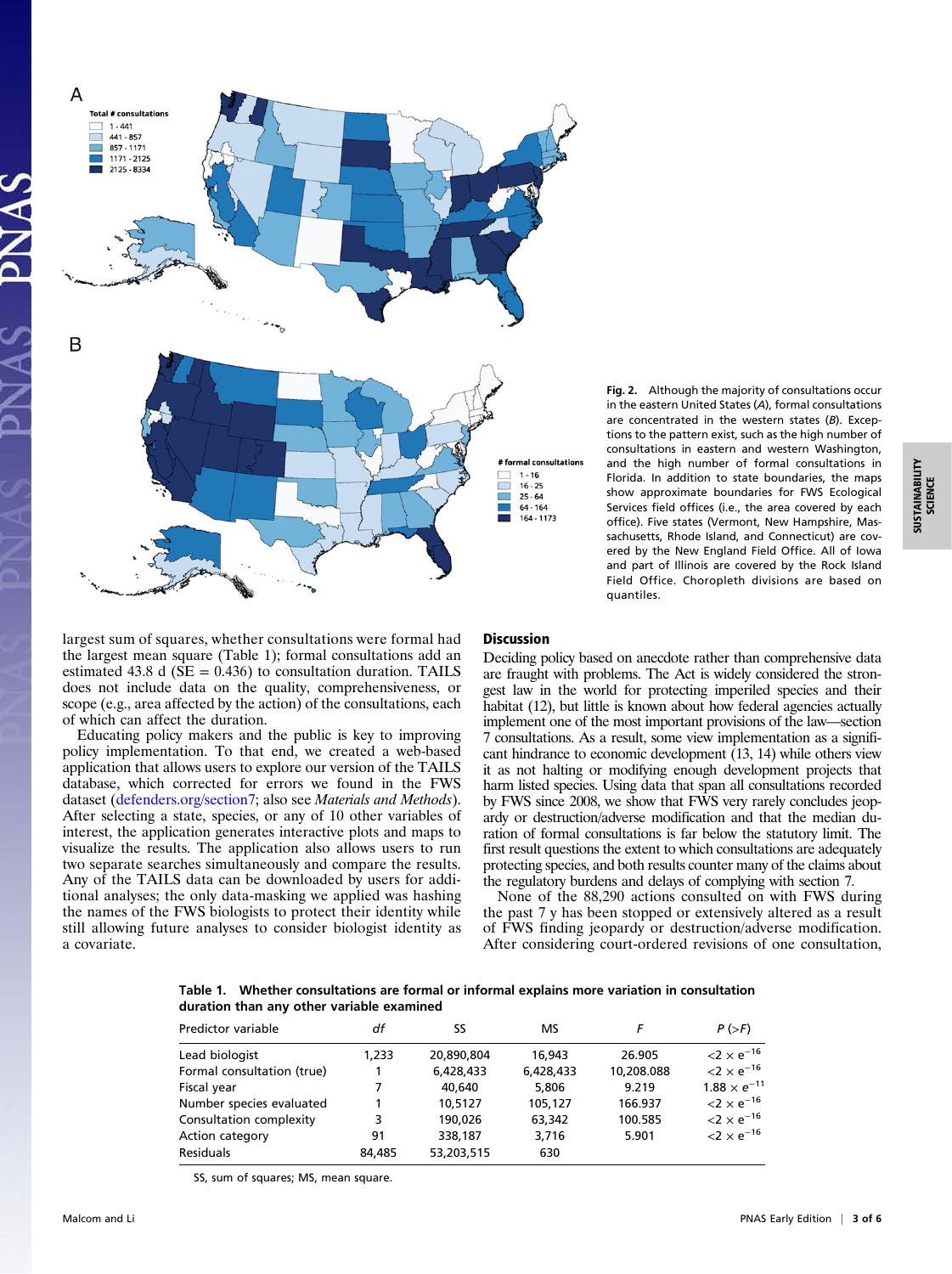Fig. 2. Although the majority of consultations occur in the eastern United States (*A*), formal consultations are concentrated in the western states (*B*). Exceptions to the pattern exist, such as the high number of consultations in eastern and western Washington, and the high number of formal consultations in Florida. In addition to state boundaries, the maps show approximate boundaries for FWS Ecological Services field offices (i.e., the area covered by each office). Five states (Vermont, New Hampshire, Massachusetts, Rhode Island, and Connecticut) are covered by the New England Field Office. All of Iowa and part of Illinois are covered by the Rock Island Field Office. Choropleth divisions are based on quantiles.

largest sum of squares, whether consultations were formal had the largest mean square (Table 1); formal consultations add an estimated 43.8 d (SE = 0.436) to consultation duration. TAILS does not include data on the quality, comprehensiveness, or scope (e.g., area affected by the action) of the consultations, each of which can affect the duration.

Educating policy makers and the public is key to improving policy implementation. To that end, we created a web-based application that allows users to explore our version of the TAILS database, which corrected for errors we found in the FWS dataset (defenders.org/section7; also see *Materials and Methods*). After selecting a state, species, or any of 10 other variables of interest, the application generates interactive plots and maps to visualize the results. The application also allows users to run two separate searches simultaneously and compare the results. Any of the TAILS data can be downloaded by users for additional analyses; the only data-masking we applied was hashing the names of the FWS biologists to protect their identity while still allowing future analyses to consider biologist identity as a covariate.

## Discussion

Deciding policy based on anecdote rather than comprehensive data are fraught with problems. The Act is widely considered the strongest law in the world for protecting imperiled species and their habitat (12), but little is known about how federal agencies actually implement one of the most important provisions of the law—section 7 consultations. As a result, some view implementation as a significant hindrance to economic development (13, 14) while others view it as not halting or modifying enough development projects that harm listed species. Using data that span all consultations recorded by FWS since 2008, we show that FWS very rarely concludes jeopardy or destruction/adverse modification and that the median duration of formal consultations is far below the statutory limit. The first result questions the extent to which consultations are adequately protecting species, and both results counter many of the claims about the regulatory burdens and delays of complying with section 7.

None of the 88,290 actions consulted on with FWS during the past 7 y has been stopped or extensively altered as a result of FWS finding jeopardy or destruction/adverse modification. After considering court-ordered revisions of one consultation,

**Table 1. Whether consultations are formal or informal explains more variation in consultation duration than any other variable examined**

| Predictor variable | *df* | SS | MS | *F* | *P* (>*F*) |
|---|---|---|---|---|---|
| Lead biologist | 1,233 | 20,890,804 | 16,943 | 26.905 | $<2 \times e^{-16}$ |
| Formal consultation (true) | 1 | 6,428,433 | 6,428,433 | 10,208.088 | $<2 \times e^{-16}$ |
| Fiscal year | 7 | 40,640 | 5,806 | 9.219 | $1.88 \times e^{-11}$ |
| Number species evaluated | 1 | 10,5127 | 105,127 | 166.937 | $<2 \times e^{-16}$ |
| Consultation complexity | 3 | 190,026 | 63,342 | 100.585 | $<2 \times e^{-16}$ |
| Action category | 91 | 338,187 | 3,716 | 5.901 | $<2 \times e^{-16}$ |
| Residuals | 84,485 | 53,203,515 | 630 | | |

SS, sum of squares; MS, mean square.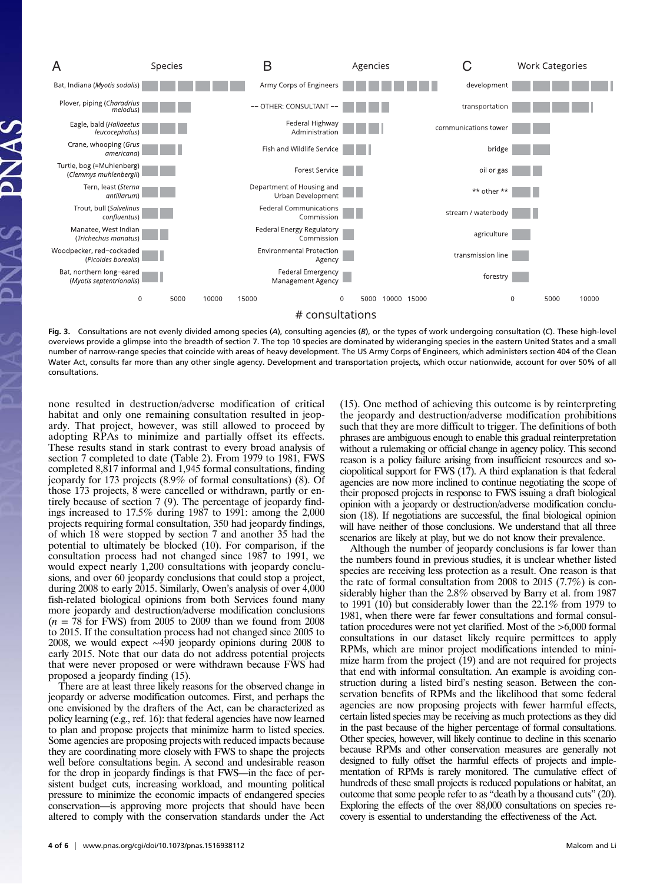**Fig. 3.** Consultations are not evenly divided among species (*A*), consulting agencies (*B*), or the types of work undergoing consultation (*C*). These high-level overviews provide a glimpse into the breadth of section 7. The top 10 species are dominated by wideranging species in the eastern United States and a small number of narrow-range species that coincide with areas of heavy development. The US Army Corps of Engineers, which administers section 404 of the Clean Water Act, consults far more than any other single agency. Development and transportation projects, which occur nationwide, account for over 50% of all consultations.

none resulted in destruction/adverse modification of critical habitat and only one remaining consultation resulted in jeopardy. That project, however, was still allowed to proceed by adopting RPAs to minimize and partially offset its effects. These results stand in stark contrast to every broad analysis of section 7 completed to date (Table 2). From 1979 to 1981, FWS completed 8,817 informal and 1,945 formal consultations, finding jeopardy for 173 projects (8.9% of formal consultations) (8). Of those 173 projects, 8 were cancelled or withdrawn, partly or entirely because of section 7 (9). The percentage of jeopardy findings increased to 17.5% during 1987 to 1991: among the 2,000 projects requiring formal consultation, 350 had jeopardy findings, of which 18 were stopped by section 7 and another 35 had the potential to ultimately be blocked (10). For comparison, if the consultation process had not changed since 1987 to 1991, we would expect nearly 1,200 consultations with jeopardy conclusions, and over 60 jeopardy conclusions that could stop a project, during 2008 to early 2015. Similarly, Owen's analysis of over 4,000 fish-related biological opinions from both Services found many more jeopardy and destruction/adverse modification conclusions ($n = 78$ for FWS) from 2005 to 2009 than we found from 2008 to 2015. If the consultation process had not changed since 2005 to 2008, we would expect ~490 jeopardy opinions during 2008 to early 2015. Note that our data do not address potential projects that were never proposed or were withdrawn because FWS had proposed a jeopardy finding (15).

There are at least three likely reasons for the observed change in jeopardy or adverse modification outcomes. First, and perhaps the one envisioned by the drafters of the Act, can be characterized as policy learning (e.g., ref. 16): that federal agencies have now learned to plan and propose projects that minimize harm to listed species. Some agencies are proposing projects with reduced impacts because they are coordinating more closely with FWS to shape the projects well before consultations begin. A second and undesirable reason for the drop in jeopardy findings is that FWS—in the face of persistent budget cuts, increasing workload, and mounting political pressure to minimize the economic impacts of endangered species conservation—is approving more projects that should have been altered to comply with the conservation standards under the Act (15). One method of achieving this outcome is by reinterpreting the jeopardy and destruction/adverse modification prohibitions such that they are more difficult to trigger. The definitions of both phrases are ambiguous enough to enable this gradual reinterpretation without a rulemaking or official change in agency policy. This second reason is a policy failure arising from insufficient resources and sociopolitical support for FWS (17). A third explanation is that federal agencies are now more inclined to continue negotiating the scope of their proposed projects in response to FWS issuing a draft biological opinion with a jeopardy or destruction/adverse modification conclusion (18). If negotiations are successful, the final biological opinion will have neither of those conclusions. We understand that all three scenarios are likely at play, but we do not know their prevalence.

Although the number of jeopardy conclusions is far lower than the numbers found in previous studies, it is unclear whether listed species are receiving less protection as a result. One reason is that the rate of formal consultation from 2008 to 2015 (7.7%) is considerably higher than the 2.8% observed by Barry et al. from 1987 to 1991 (10) but considerably lower than the 22.1% from 1979 to 1981, when there were far fewer consultations and formal consultation procedures were not yet clarified. Most of the >6,000 formal consultations in our dataset likely require permittees to apply RPMs, which are minor project modifications intended to minimize harm from the project (19) and are not required for projects that end with informal consultation. An example is avoiding construction during a listed bird's nesting season. Between the conservation benefits of RPMs and the likelihood that some federal agencies are now proposing projects with fewer harmful effects, certain listed species may be receiving as much protections as they did in the past because of the higher percentage of formal consultations. Other species, however, will likely continue to decline in this scenario because RPMs and other conservation measures are generally not designed to fully offset the harmful effects of projects and implementation of RPMs is rarely monitored. The cumulative effect of hundreds of these small projects is reduced populations or habitat, an outcome that some people refer to as "death by a thousand cuts" (20). Exploring the effects of the over 88,000 consultations on species recovery is essential to understanding the effectiveness of the Act.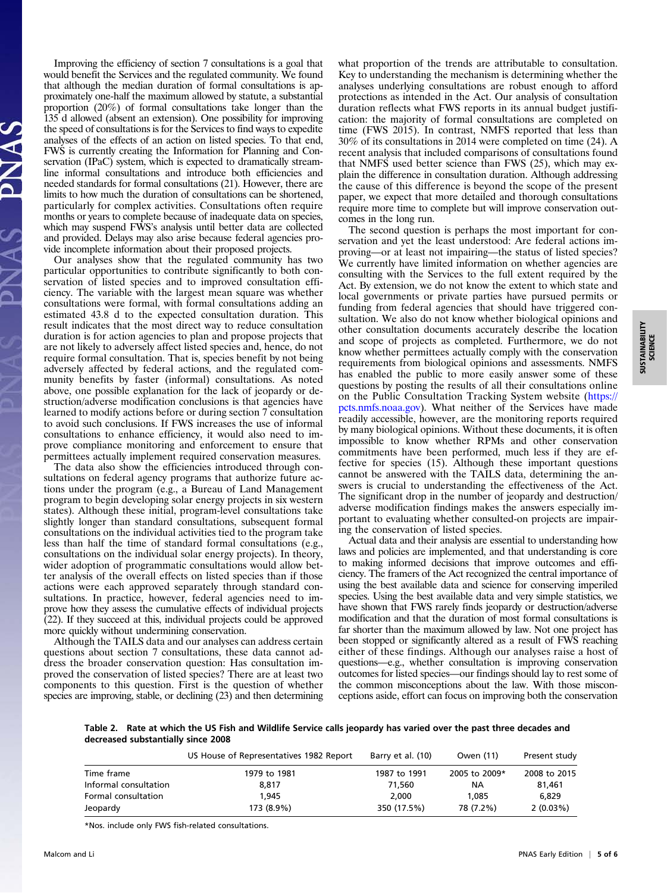Improving the efficiency of section 7 consultations is a goal that would benefit the Services and the regulated community. We found that although the median duration of formal consultations is approximately one-half the maximum allowed by statute, a substantial proportion (20%) of formal consultations take longer than the 135 d allowed (absent an extension). One possibility for improving the speed of consultations is for the Services to find ways to expedite analyses of the effects of an action on listed species. To that end, FWS is currently creating the Information for Planning and Conservation (IPaC) system, which is expected to dramatically streamline informal consultations and introduce both efficiencies and needed standards for formal consultations (21). However, there are limits to how much the duration of consultations can be shortened, particularly for complex activities. Consultations often require months or years to complete because of inadequate data on species, which may suspend FWS's analysis until better data are collected and provided. Delays may also arise because federal agencies provide incomplete information about their proposed projects.

Our analyses show that the regulated community has two particular opportunities to contribute significantly to both conservation of listed species and to improved consultation efficiency. The variable with the largest mean square was whether consultations were formal, with formal consultations adding an estimated 43.8 d to the expected consultation duration. This result indicates that the most direct way to reduce consultation duration is for action agencies to plan and propose projects that are not likely to adversely affect listed species and, hence, do not require formal consultation. That is, species benefit by not being adversely affected by federal actions, and the regulated community benefits by faster (informal) consultations. As noted above, one possible explanation for the lack of jeopardy or destruction/adverse modification conclusions is that agencies have learned to modify actions before or during section 7 consultation to avoid such conclusions. If FWS increases the use of informal consultations to enhance efficiency, it would also need to improve compliance monitoring and enforcement to ensure that permittees actually implement required conservation measures.

The data also show the efficiencies introduced through consultations on federal agency programs that authorize future actions under the program (e.g., a Bureau of Land Management program to begin developing solar energy projects in six western states). Although these initial, program-level consultations take slightly longer than standard consultations, subsequent formal consultations on the individual activities tied to the program take less than half the time of standard formal consultations (e.g., consultations on the individual solar energy projects). In theory, wider adoption of programmatic consultations would allow better analysis of the overall effects on listed species than if those actions were each approved separately through standard consultations. In practice, however, federal agencies need to improve how they assess the cumulative effects of individual projects (22). If they succeed at this, individual projects could be approved more quickly without undermining conservation.

Although the TAILS data and our analyses can address certain questions about section 7 consultations, these data cannot address the broader conservation question: Has consultation improved the conservation of listed species? There are at least two components to this question. First is the question of whether species are improving, stable, or declining (23) and then determining what proportion of the trends are attributable to consultation. Key to understanding the mechanism is determining whether the analyses underlying consultations are robust enough to afford protections as intended in the Act. Our analysis of consultation duration reflects what FWS reports in its annual budget justification: the majority of formal consultations are completed on time (FWS 2015). In contrast, NMFS reported that less than 30% of its consultations in 2014 were completed on time (24). A recent analysis that included comparisons of consultation found that NMFS used better science than FWS (25), which may explain the difference in consultation duration. Although addressing the cause of this difference is beyond the scope of the present paper, we expect that more detailed and thorough consultations require more time to complete but will improve conservation outcomes in the long run.

The second question is perhaps the most important for conservation and yet the least understood: Are federal actions improving—or at least not impairing—the status of listed species? We currently have limited information on whether agencies are consulting with the Services to the full extent required by the Act. By extension, we do not know the extent to which state and local governments or private parties have pursued permits or funding from federal agencies that should have triggered consultation. We also do not know whether biological opinions and other consultation documents accurately describe the location and scope of projects as completed. Furthermore, we do not know whether permittees actually comply with the conservation requirements from biological opinions and assessments. NMFS has enabled the public to more easily answer some of these questions by posting the results of all their consultations online on the Public Consultation Tracking System website (https://pcts.nmfs.noaa.gov). What neither of the Services have made readily accessible, however, are the monitoring reports required by many biological opinions. Without these documents, it is often impossible to know whether RPMs and other conservation commitments have been performed, much less if they are effective for species (15). Although these important questions cannot be answered with the TAILS data, determining the answers is crucial to understanding the effectiveness of the Act. The significant drop in the number of jeopardy and destruction/adverse modification findings makes the answers especially important to evaluating whether consulted-on projects are impairing the conservation of listed species.

Actual data and their analysis are essential to understanding how laws and policies are implemented, and that understanding is core to making informed decisions that improve outcomes and efficiency. The framers of the Act recognized the central importance of using the best available data and science for conserving imperiled species. Using the best available data and very simple statistics, we have shown that FWS rarely finds jeopardy or destruction/adverse modification and that the duration of most formal consultations is far shorter than the maximum allowed by law. Not one project has been stopped or significantly altered as a result of FWS reaching either of these findings. Although our analyses raise a host of questions—e.g., whether consultation is improving conservation outcomes for listed species—our findings should lay to rest some of the common misconceptions about the law. With those misconceptions aside, effort can focus on improving both the conservation

**Table 2. Rate at which the US Fish and Wildlife Service calls jeopardy has varied over the past three decades and decreased substantially since 2008**

| | US House of Representatives 1982 Report | Barry et al. (10) | Owen (11) | Present study |
|---|---|---|---|---|
| Time frame | 1979 to 1981 | 1987 to 1991 | 2005 to 2009* | 2008 to 2015 |
| Informal consultation | 8,817 | 71,560 | NA | 81,461 |
| Formal consultation | 1,945 | 2,000 | 1,085 | 6,829 |
| Jeopardy | 173 (8.9%) | 350 (17.5%) | 78 (7.2%) | 2 (0.03%) |

*Nos. include only FWS fish-related consultations.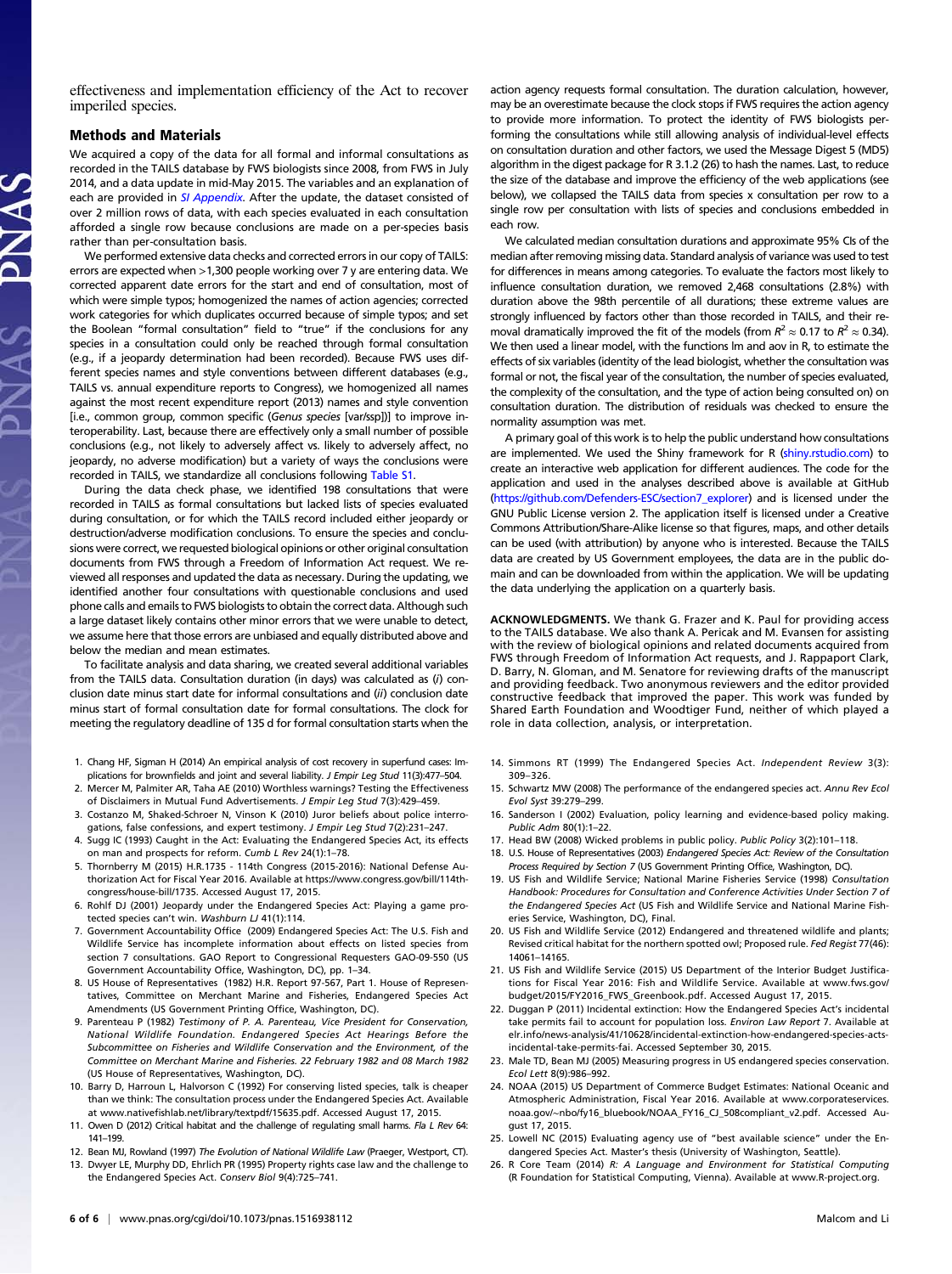effectiveness and implementation efficiency of the Act to recover imperiled species.

## Methods and Materials

We acquired a copy of the data for all formal and informal consultations as recorded in the TAILS database by FWS biologists since 2008, from FWS in July 2014, and a data update in mid-May 2015. The variables and an explanation of each are provided in *SI Appendix*. After the update, the dataset consisted of over 2 million rows of data, with each species evaluated in each consultation afforded a single row because conclusions are made on a per-species basis rather than per-consultation basis.

We performed extensive data checks and corrected errors in our copy of TAILS: errors are expected when >1,300 people working over 7 y are entering data. We corrected apparent date errors for the start and end of consultation, most of which were simple typos; homogenized the names of action agencies; corrected work categories for which duplicates occurred because of simple typos; and set the Boolean "formal consultation" field to "true" if the conclusions for any species in a consultation could only be reached through formal consultation (e.g., if a jeopardy determination had been recorded). Because FWS uses different species names and style conventions between different databases (e.g., TAILS vs. annual expenditure reports to Congress), we homogenized all names against the most recent expenditure report (2013) names and style convention [i.e., common group, common specific (*Genus species* [var/ssp])] to improve interoperability. Last, because there are effectively only a small number of possible conclusions (e.g., not likely to adversely affect vs. likely to adversely affect, no jeopardy, no adverse modification) but a variety of ways the conclusions were recorded in TAILS, we standardize all conclusions following Table S1.

During the data check phase, we identified 198 consultations that were recorded in TAILS as formal consultations but lacked lists of species evaluated during consultation, or for which the TAILS record included either jeopardy or destruction/adverse modification conclusions. To ensure the species and conclusions were correct, we requested biological opinions or other original consultation documents from FWS through a Freedom of Information Act request. We reviewed all responses and updated the data as necessary. During the updating, we identified another four consultations with questionable conclusions and used phone calls and emails to FWS biologists to obtain the correct data. Although such a large dataset likely contains other minor errors that we were unable to detect, we assume here that those errors are unbiased and equally distributed above and below the median and mean estimates.

To facilitate analysis and data sharing, we created several additional variables from the TAILS data. Consultation duration (in days) was calculated as (*i*) conclusion date minus start date for informal consultations and (*ii*) conclusion date minus start of formal consultation date for formal consultations. The clock for meeting the regulatory deadline of 135 d for formal consultation starts when the action agency requests formal consultation. The duration calculation, however, may be an overestimate because the clock stops if FWS requires the action agency to provide more information. To protect the identity of FWS biologists performing the consultations while still allowing analysis of individual-level effects on consultation duration and other factors, we used the Message Digest 5 (MD5) algorithm in the digest package for R 3.1.2 (26) to hash the names. Last, to reduce the size of the database and improve the efficiency of the web applications (see below), we collapsed the TAILS data from species x consultation per row to a single row per consultation with lists of species and conclusions embedded in each row.

We calculated median consultation durations and approximate 95% CIs of the median after removing missing data. Standard analysis of variance was used to test for differences in means among categories. To evaluate the factors most likely to influence consultation duration, we removed 2,468 consultations (2.8%) with duration above the 98th percentile of all durations; these extreme values are strongly influenced by factors other than those recorded in TAILS, and their removal dramatically improved the fit of the models (from $R^2 \approx 0.17$ to $R^2 \approx 0.34$). We then used a linear model, with the functions lm and aov in R, to estimate the effects of six variables (identity of the lead biologist, whether the consultation was formal or not, the fiscal year of the consultation, the number of species evaluated, the complexity of the consultation, and the type of action being consulted on) on consultation duration. The distribution of residuals was checked to ensure the normality assumption was met.

A primary goal of this work is to help the public understand how consultations are implemented. We used the Shiny framework for R (shiny.rstudio.com) to create an interactive web application for different audiences. The code for the application and used in the analyses described above is available at GitHub (https://github.com/Defenders-ESC/section7_explorer) and is licensed under the GNU Public License version 2. The application itself is licensed under a Creative Commons Attribution/Share-Alike license so that figures, maps, and other details can be used (with attribution) by anyone who is interested. Because the TAILS data are created by US Government employees, the data are in the public domain and can be downloaded from within the application. We will be updating the data underlying the application on a quarterly basis.

**ACKNOWLEDGMENTS.** We thank G. Frazer and K. Paul for providing access to the TAILS database. We also thank A. Pericak and M. Evansen for assisting with the review of biological opinions and related documents acquired from FWS through Freedom of Information Act requests, and J. Rappaport Clark, D. Barry, N. Gloman, and M. Senatore for reviewing drafts of the manuscript and providing feedback. Two anonymous reviewers and the editor provided constructive feedback that improved the paper. This work was funded by Shared Earth Foundation and Woodtiger Fund, neither of which played a role in data collection, analysis, or interpretation.

1. Chang HF, Sigman H (2014) An empirical analysis of cost recovery in superfund cases: Implications for brownfields and joint and several liability. *J Empir Leg Stud* 11(3):477–504.
2. Mercer M, Palmiter AR, Taha AE (2010) Worthless warnings? Testing the Effectiveness of Disclaimers in Mutual Fund Advertisements. *J Empir Leg Stud* 7(3):429–459.
3. Costanzo M, Shaked-Schroer N, Vinson K (2010) Juror beliefs about police interrogations, false confessions, and expert testimony. *J Empir Leg Stud* 7(2):231–247.
4. Sugg IC (1993) Caught in the Act: Evaluating the Endangered Species Act, its effects on man and prospects for reform. *Cumb L Rev* 24(1):1–78.
5. Thornberry M (2015) H.R.1735 - 114th Congress (2015-2016): National Defense Authorization Act for Fiscal Year 2016. Available at https://www.congress.gov/bill/114th-congress/house-bill/1735. Accessed August 17, 2015.
6. Rohlf DJ (2001) Jeopardy under the Endangered Species Act: Playing a game protected species can't win. *Washburn LJ* 41(1):114.
7. Government Accountability Office (2009) Endangered Species Act: The U.S. Fish and Wildlife Service has incomplete information about effects on listed species from section 7 consultations. GAO Report to Congressional Requesters GAO-09-550 (US Government Accountability Office, Washington, DC), pp. 1–34.
8. US House of Representatives (1982) H.R. Report 97-567, Part 1. House of Representatives, Committee on Merchant Marine and Fisheries, Endangered Species Act Amendments (US Government Printing Office, Washington, DC).
9. Parenteau P (1982) *Testimony of P. A. Parenteau, Vice President for Conservation, National Wildlife Foundation. Endangered Species Act Hearings Before the Subcommittee on Fisheries and Wildlife Conservation and the Environment, of the Committee on Merchant Marine and Fisheries. 22 February 1982 and 08 March 1982* (US House of Representatives, Washington, DC).
10. Barry D, Harroun L, Halvorson C (1992) For conserving listed species, talk is cheaper than we think: The consultation process under the Endangered Species Act. Available at www.nativefishlab.net/library/textpdf/15635.pdf. Accessed August 17, 2015.
11. Owen D (2012) Critical habitat and the challenge of regulating small harms. *Fla L Rev* 64: 141–199.
12. Bean MJ, Rowland (1997) *The Evolution of National Wildlife Law* (Praeger, Westport, CT).
13. Dwyer LE, Murphy DD, Ehrlich PR (1995) Property rights case law and the challenge to the Endangered Species Act. *Conserv Biol* 9(4):725–741.
14. Simmons RT (1999) The Endangered Species Act. *Independent Review* 3(3): 309–326.
15. Schwartz MW (2008) The performance of the endangered species act. *Annu Rev Ecol Evol Syst* 39:279–299.
16. Sanderson I (2002) Evaluation, policy learning and evidence-based policy making. *Public Adm* 80(1):1–22.
17. Head BW (2008) Wicked problems in public policy. *Public Policy* 3(2):101–118.
18. U.S. House of Representatives (2003) *Endangered Species Act: Review of the Consultation Process Required by Section 7* (US Government Printing Office, Washington, DC).
19. US Fish and Wildlife Service; National Marine Fisheries Service (1998) *Consultation Handbook: Procedures for Consultation and Conference Activities Under Section 7 of the Endangered Species Act* (US Fish and Wildlife Service and National Marine Fisheries Service, Washington, DC), Final.
20. US Fish and Wildlife Service (2012) Endangered and threatened wildlife and plants; Revised critical habitat for the northern spotted owl; Proposed rule. *Fed Regist* 77(46): 14061–14165.
21. US Fish and Wildlife Service (2015) US Department of the Interior Budget Justifications for Fiscal Year 2016: Fish and Wildlife Service. Available at www.fws.gov/budget/2015/FY2016_FWS_Greenbook.pdf. Accessed August 17, 2015.
22. Duggan P (2011) Incidental extinction: How the Endangered Species Act's incidental take permits fail to account for population loss. *Environ Law Report* 7. Available at elr.info/news-analysis/41/10628/incidental-extinction-how-endangered-species-acts-incidental-take-permits-fai. Accessed September 17, 2015.
23. Male TD, Bean MJ (2005) Measuring progress in US endangered species conservation. *Ecol Lett* 8(9):986–992.
24. NOAA (2015) US Department of Commerce Budget Estimates: National Oceanic and Atmospheric Administration, Fiscal Year 2016. Available at www.corporateservices.noaa.gov/~nbo/fy16_bluebook/NOAA_FY16_CJ_508compliant_v2.pdf. Accessed August 17, 2015.
25. Lowell NC (2015) Evaluating agency use of "best available science" under the Endangered Species Act. Master's thesis (University of Washington, Seattle).
26. R Core Team (2014) *R: A Language and Environment for Statistical Computing* (R Foundation for Statistical Computing, Vienna). Available at www.R-project.org.